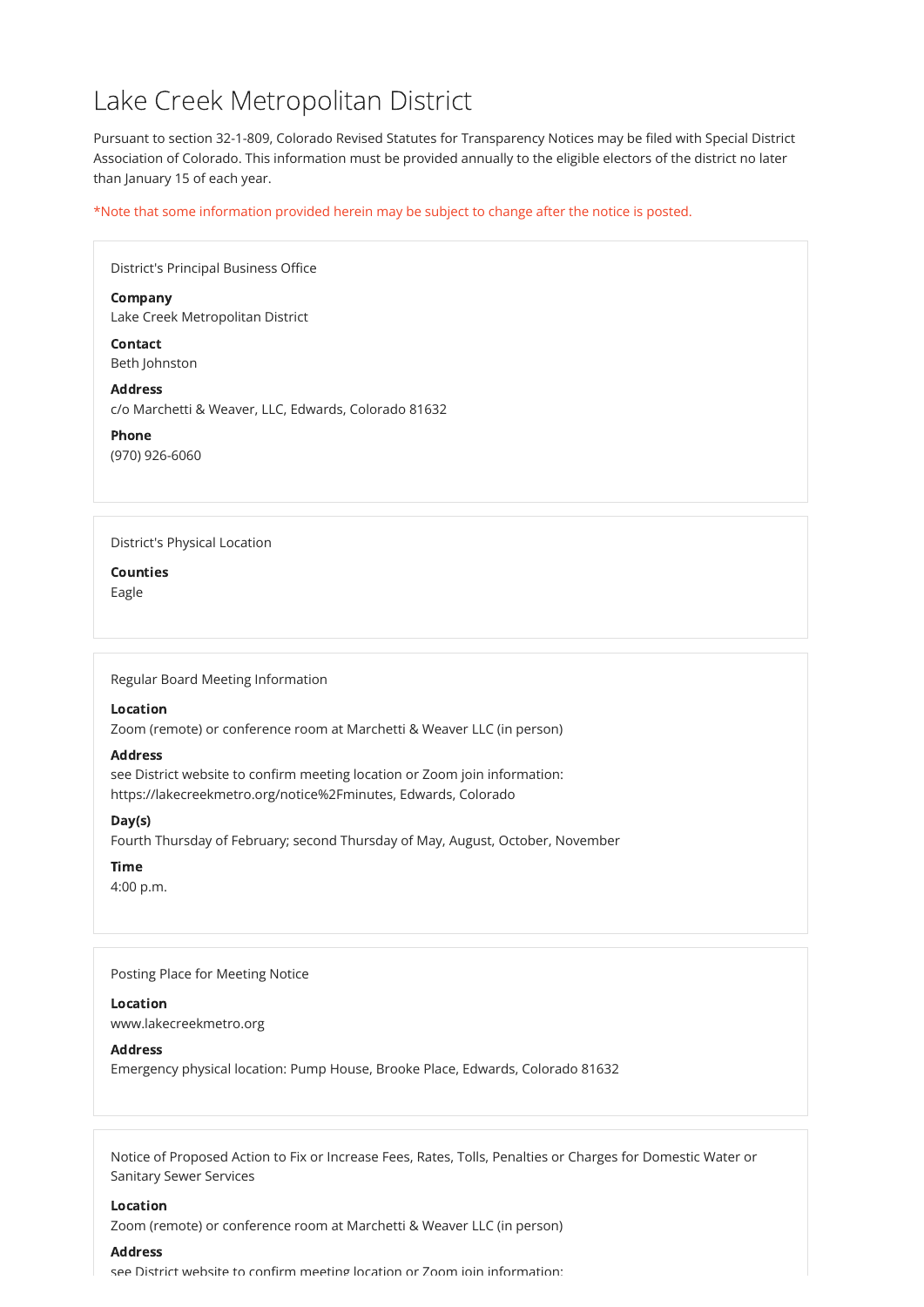# Lake Creek Metropolitan District

Pursuant to section 32-1-809, Colorado Revised Statutes for Transparency Notices may be filed with Special District Association of Colorado. This information must be provided annually to the eligible electors of the district no later than January 15 of each year.

*Note that some information provided herein may be subject to change after the notice is posted.

District's Principal Business Office

**Company**
Lake Creek Metropolitan District

**Contact**
Beth Johnston

**Address**
c/o Marchetti & Weaver, LLC, Edwards, Colorado 81632

**Phone**
(970) 926-6060

District's Physical Location

**Counties**
Eagle

Regular Board Meeting Information

**Location**
Zoom (remote) or conference room at Marchetti & Weaver LLC (in person)

**Address**
see District website to confirm meeting location or Zoom join information: https://lakecreekmetro.org/notice%2Fminutes, Edwards, Colorado

**Day(s)**
Fourth Thursday of February; second Thursday of May, August, October, November

**Time**
4:00 p.m.

Posting Place for Meeting Notice

**Location**
www.lakecreekmetro.org

**Address**
Emergency physical location: Pump House, Brooke Place, Edwards, Colorado 81632

Notice of Proposed Action to Fix or Increase Fees, Rates, Tolls, Penalties or Charges for Domestic Water or Sanitary Sewer Services

**Location**
Zoom (remote) or conference room at Marchetti & Weaver LLC (in person)

**Address**
see District website to confirm meeting location or Zoom join information: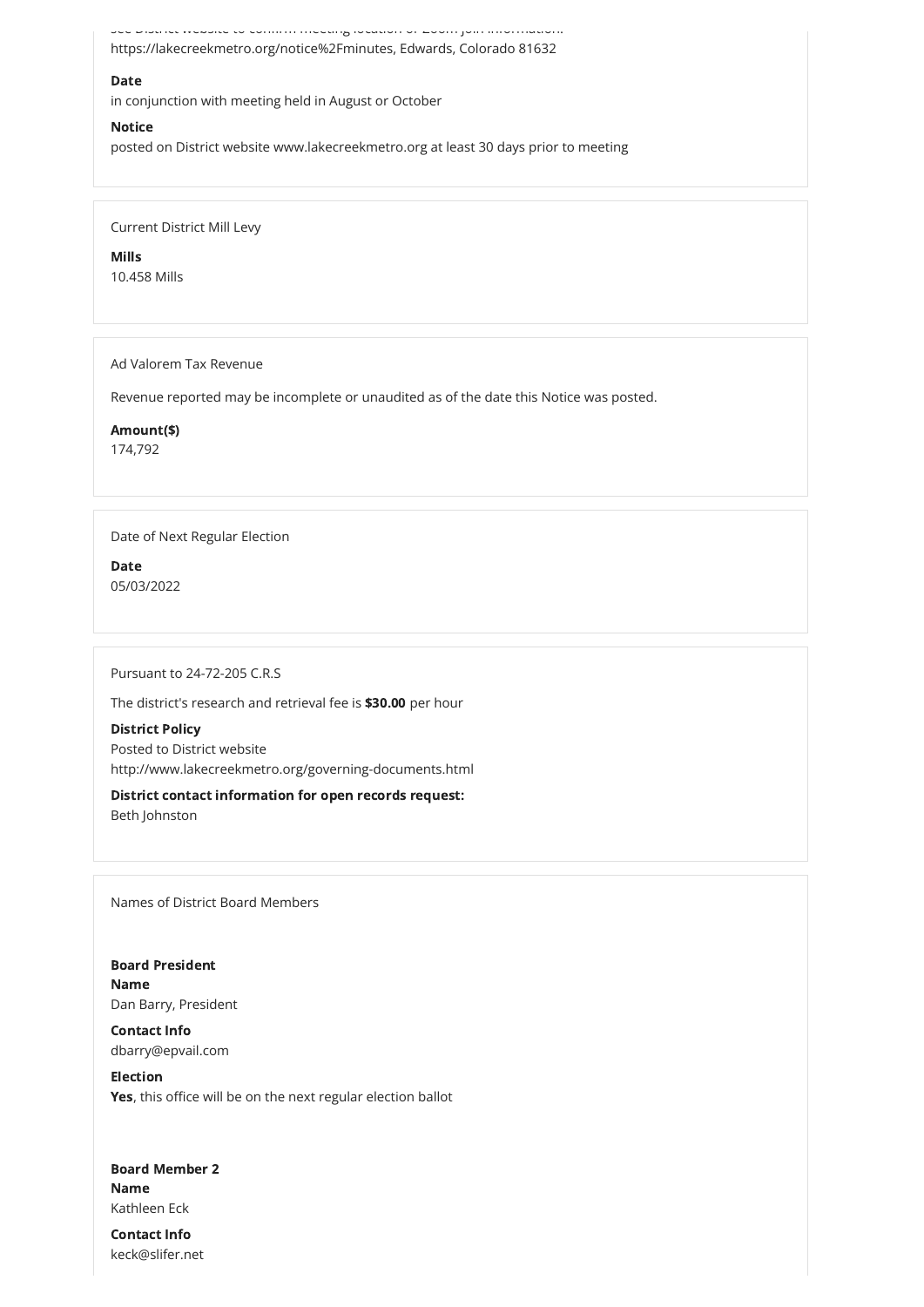see District website to confirm meeting location or Zoom join information.
https://lakecreekmetro.org/notice%2Fminutes, Edwards, Colorado 81632

**Date**
in conjunction with meeting held in August or October

**Notice**
posted on District website www.lakecreekmetro.org at least 30 days prior to meeting

Current District Mill Levy

**Mills**
10.458 Mills

Ad Valorem Tax Revenue

Revenue reported may be incomplete or unaudited as of the date this Notice was posted.

**Amount($)**
174,792

Date of Next Regular Election

**Date**
05/03/2022

Pursuant to 24-72-205 C.R.S

The district's research and retrieval fee is **$30.00** per hour

**District Policy**
Posted to District website
http://www.lakecreekmetro.org/governing-documents.html

**District contact information for open records request:**
Beth Johnston

Names of District Board Members

**Board President**
**Name**
Dan Barry, President

**Contact Info**
dbarry@epvail.com

**Election**
**Yes**, this office will be on the next regular election ballot

**Board Member 2**
**Name**
Kathleen Eck

**Contact Info**
keck@slifer.net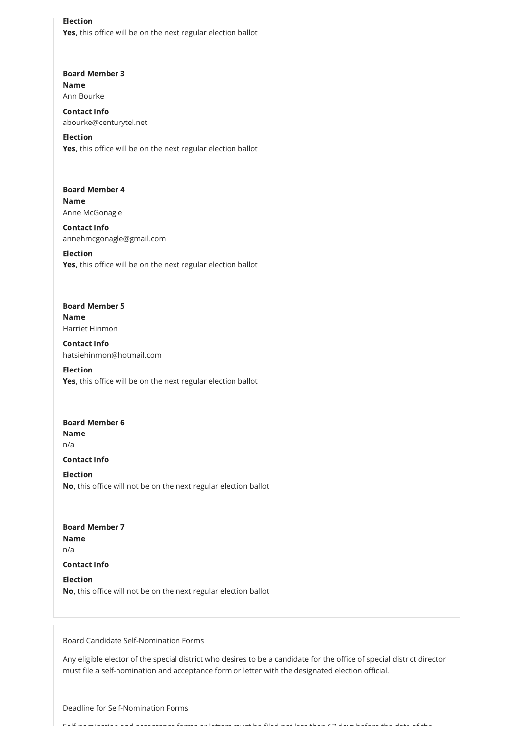**Election**
**Yes**, this office will be on the next regular election ballot

**Board Member 3**
**Name**
Ann Bourke

**Contact Info**
abourke@centurytel.net

**Election**
**Yes**, this office will be on the next regular election ballot

**Board Member 4**
**Name**
Anne McGonagle

**Contact Info**
annehmcgonagle@gmail.com

**Election**
**Yes**, this office will be on the next regular election ballot

**Board Member 5**
**Name**
Harriet Hinmon

**Contact Info**
hatsiehinmon@hotmail.com

**Election**
**Yes**, this office will be on the next regular election ballot

**Board Member 6**
**Name**
n/a

**Contact Info**

**Election**
**No**, this office will not be on the next regular election ballot

**Board Member 7**
**Name**
n/a

**Contact Info**

**Election**
**No**, this office will not be on the next regular election ballot

Board Candidate Self-Nomination Forms

Any eligible elector of the special district who desires to be a candidate for the office of special district director must file a self-nomination and acceptance form or letter with the designated election official.

Deadline for Self-Nomination Forms

Self-nomination and acceptance forms or letters must be filed not less than 67 days before the date of the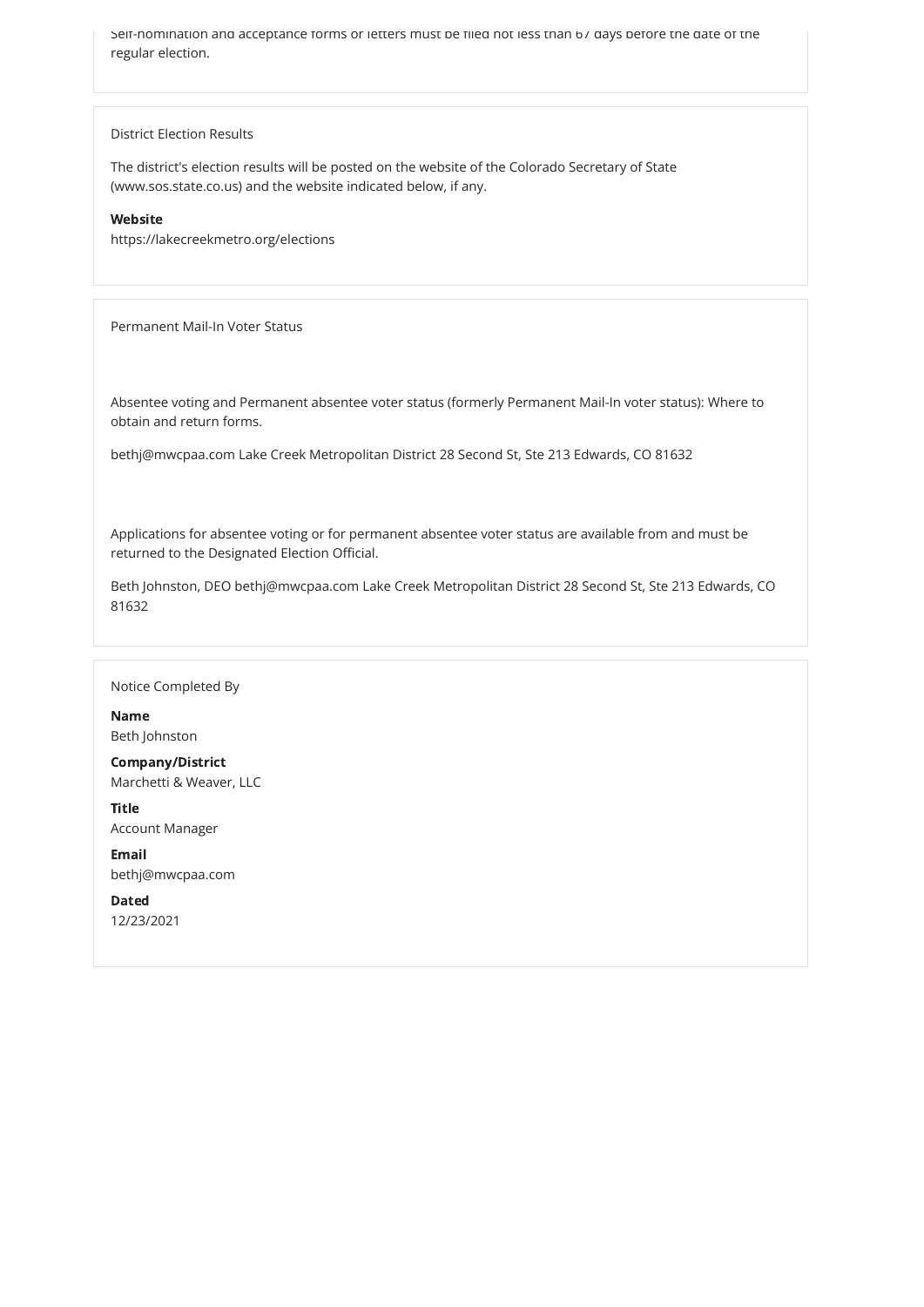Self-nomination and acceptance forms or letters must be filed not less than 67 days before the date of the regular election.

District Election Results

The district's election results will be posted on the website of the Colorado Secretary of State (www.sos.state.co.us) and the website indicated below, if any.

**Website**
https://lakecreekmetro.org/elections

Permanent Mail-In Voter Status

Absentee voting and Permanent absentee voter status (formerly Permanent Mail-In voter status): Where to obtain and return forms.

bethj@mwcpaa.com Lake Creek Metropolitan District 28 Second St, Ste 213 Edwards, CO 81632

Applications for absentee voting or for permanent absentee voter status are available from and must be returned to the Designated Election Official.

Beth Johnston, DEO bethj@mwcpaa.com Lake Creek Metropolitan District 28 Second St, Ste 213 Edwards, CO 81632

Notice Completed By

**Name**
Beth Johnston

**Company/District**
Marchetti & Weaver, LLC

**Title**
Account Manager

**Email**
bethj@mwcpaa.com

**Dated**
12/23/2021